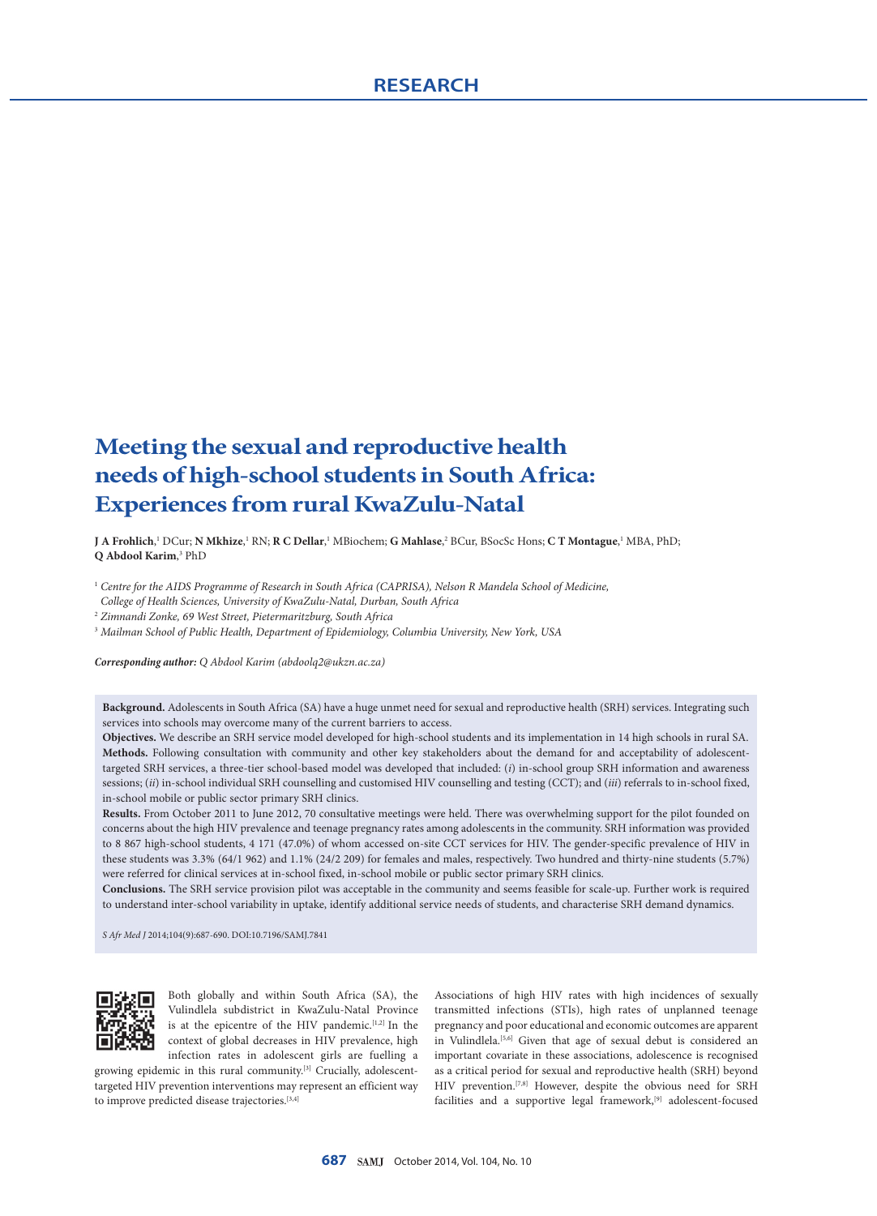RESEARCH

# Meeting the sexual and reproductive health needs of high-school students in South Africa: Experiences from rural KwaZulu-Natal

**J A Frohlich**,[1] DCur; **N Mkhize**,[1] RN; **R C Dellar**,[1] MBiochem; **G Mahlase**,[2] BCur, BSocSc Hons; **C T Montague**,[1] MBA, PhD; **Q Abdool Karim**,[3] PhD

[1] *Centre for the AIDS Programme of Research in South Africa (CAPRISA), Nelson R Mandela School of Medicine, College of Health Sciences, University of KwaZulu-Natal, Durban, South Africa*

[2] *Zimnandi Zonke, 69 West Street, Pietermaritzburg, South Africa*

[3] *Mailman School of Public Health, Department of Epidemiology, Columbia University, New York, USA*

***Corresponding author:*** *Q Abdool Karim (abdoolq2@ukzn.ac.za)*

**Background.** Adolescents in South Africa (SA) have a huge unmet need for sexual and reproductive health (SRH) services. Integrating such services into schools may overcome many of the current barriers to access.

**Objectives.** We describe an SRH service model developed for high-school students and its implementation in 14 high schools in rural SA.

**Methods.** Following consultation with community and other key stakeholders about the demand for and acceptability of adolescent-targeted SRH services, a three-tier school-based model was developed that included: (*i*) in-school group SRH information and awareness sessions; (*ii*) in-school individual SRH counselling and customised HIV counselling and testing (CCT); and (*iii*) referrals to in-school fixed, in-school mobile or public sector primary SRH clinics.

**Results.** From October 2011 to June 2012, 70 consultative meetings were held. There was overwhelming support for the pilot founded on concerns about the high HIV prevalence and teenage pregnancy rates among adolescents in the community. SRH information was provided to 8 867 high-school students, 4 171 (47.0%) of whom accessed on-site CCT services for HIV. The gender-specific prevalence of HIV in these students was 3.3% (64/1 962) and 1.1% (24/2 209) for females and males, respectively. Two hundred and thirty-nine students (5.7%) were referred for clinical services at in-school fixed, in-school mobile or public sector primary SRH clinics.

**Conclusions.** The SRH service provision pilot was acceptable in the community and seems feasible for scale-up. Further work is required to understand inter-school variability in uptake, identify additional service needs of students, and characterise SRH demand dynamics.

*S Afr Med J* 2014;104(9):687-690. DOI:10.7196/SAMJ.7841

Both globally and within South Africa (SA), the Vulindlela subdistrict in KwaZulu-Natal Province is at the epicentre of the HIV pandemic.[1,2] In the context of global decreases in HIV prevalence, high infection rates in adolescent girls are fuelling a growing epidemic in this rural community.[3] Crucially, adolescent-targeted HIV prevention interventions may represent an efficient way to improve predicted disease trajectories.[3,4]

Associations of high HIV rates with high incidences of sexually transmitted infections (STIs), high rates of unplanned teenage pregnancy and poor educational and economic outcomes are apparent in Vulindlela.[5,6] Given that age of sexual debut is considered an important covariate in these associations, adolescence is recognised as a critical period for sexual and reproductive health (SRH) beyond HIV prevention.[7,8] However, despite the obvious need for SRH facilities and a supportive legal framework,[9] adolescent-focused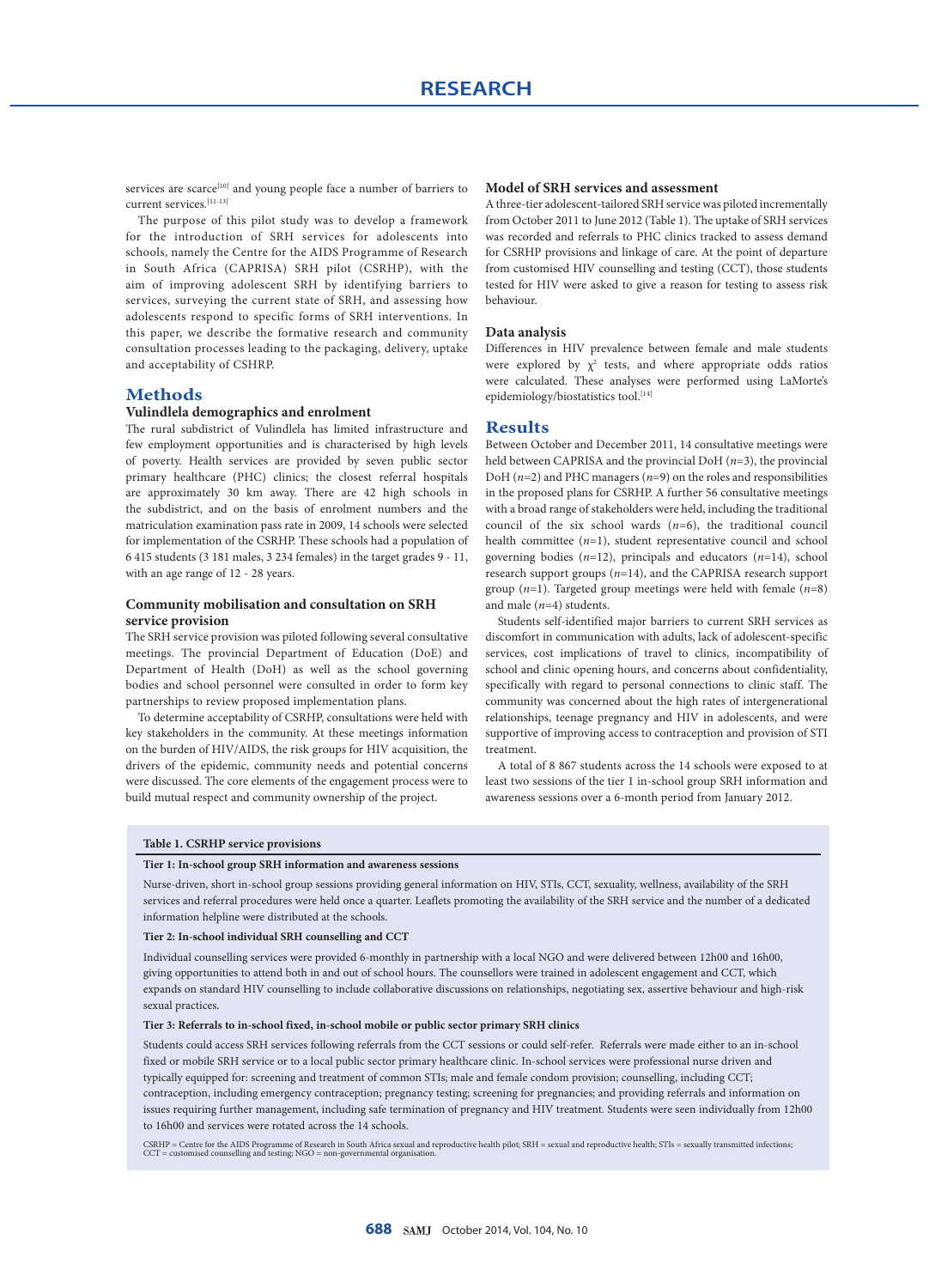services are scarce[10] and young people face a number of barriers to current services.[11-13]

The purpose of this pilot study was to develop a framework for the introduction of SRH services for adolescents into schools, namely the Centre for the AIDS Programme of Research in South Africa (CAPRISA) SRH pilot (CSRHP), with the aim of improving adolescent SRH by identifying barriers to services, surveying the current state of SRH, and assessing how adolescents respond to specific forms of SRH interventions. In this paper, we describe the formative research and community consultation processes leading to the packaging, delivery, uptake and acceptability of CSRHP.

## Methods

### Vulindlela demographics and enrolment

The rural subdistrict of Vulindlela has limited infrastructure and few employment opportunities and is characterised by high levels of poverty. Health services are provided by seven public sector primary healthcare (PHC) clinics; the closest referral hospitals are approximately 30 km away. There are 42 high schools in the subdistrict, and on the basis of enrolment numbers and the matriculation examination pass rate in 2009, 14 schools were selected for implementation of the CSRHP. These schools had a population of 6 415 students (3 181 males, 3 234 females) in the target grades 9 - 11, with an age range of 12 - 28 years.

### Community mobilisation and consultation on SRH service provision

The SRH service provision was piloted following several consultative meetings. The provincial Department of Education (DoE) and Department of Health (DoH) as well as the school governing bodies and school personnel were consulted in order to form key partnerships to review proposed implementation plans.

To determine acceptability of CSRHP, consultations were held with key stakeholders in the community. At these meetings information on the burden of HIV/AIDS, the risk groups for HIV acquisition, the drivers of the epidemic, community needs and potential concerns were discussed. The core elements of the engagement process were to build mutual respect and community ownership of the project.

### Model of SRH services and assessment

A three-tier adolescent-tailored SRH service was piloted incrementally from October 2011 to June 2012 (Table 1). The uptake of SRH services was recorded and referrals to PHC clinics tracked to assess demand for CSRHP provisions and linkage of care. At the point of departure from customised HIV counselling and testing (CCT), those students tested for HIV were asked to give a reason for testing to assess risk behaviour.

### Data analysis

Differences in HIV prevalence between female and male students were explored by $\chi^2$ tests, and where appropriate odds ratios were calculated. These analyses were performed using LaMorte's epidemiology/biostatistics tool.[14]

## Results

Between October and December 2011, 14 consultative meetings were held between CAPRISA and the provincial DoH ($n$=3), the provincial DoH ($n$=2) and PHC managers ($n$=9) on the roles and responsibilities in the proposed plans for CSRHP. A further 56 consultative meetings with a broad range of stakeholders were held, including the traditional council of the six school wards ($n$=6), the traditional council health committee ($n$=1), student representative council and school governing bodies ($n$=12), principals and educators ($n$=14), school research support groups ($n$=14), and the CAPRISA research support group ($n$=1). Targeted group meetings were held with female ($n$=8) and male ($n$=4) students.

Students self-identified major barriers to current SRH services as discomfort in communication with adults, lack of adolescent-specific services, cost implications of travel to clinics, incompatibility of school and clinic opening hours, and concerns about confidentiality, specifically with regard to personal connections to clinic staff. The community was concerned about the high rates of intergenerational relationships, teenage pregnancy and HIV in adolescents, and were supportive of improving access to contraception and provision of STI treatment.

A total of 8 867 students across the 14 schools were exposed to at least two sessions of the tier 1 in-school group SRH information and awareness sessions over a 6-month period from January 2012.

**Table 1. CSRHP service provisions**

| |
|---|
| **Tier 1: In-school group SRH information and awareness sessions** |
| Nurse-driven, short in-school group sessions providing general information on HIV, STIs, CCT, sexuality, wellness, availability of the SRH services and referral procedures were held once a quarter. Leaflets promoting the availability of the SRH service and the number of a dedicated information helpline were distributed at the schools. |
| **Tier 2: In-school individual SRH counselling and CCT** |
| Individual counselling services were provided 6-monthly in partnership with a local NGO and were delivered between 12h00 and 16h00, giving opportunities to attend both in and out of school hours. The counsellors were trained in adolescent engagement and CCT, which expands on standard HIV counselling to include collaborative discussions on relationships, negotiating sex, assertive behaviour and high-risk sexual practices. |
| **Tier 3: Referrals to in-school fixed, in-school mobile or public sector primary SRH clinics** |
| Students could access SRH services following referrals from the CCT sessions or could self-refer. Referrals were made either to an in-school fixed or mobile SRH service or to a local public sector primary healthcare clinic. In-school services were professional nurse driven and typically equipped for: screening and treatment of common STIs; male and female condom provision; counselling, including CCT; contraception, including emergency contraception; pregnancy testing; screening for pregnancies; and providing referrals and information on issues requiring further management, including safe termination of pregnancy and HIV treatment. Students were seen individually from 12h00 to 16h00 and services were rotated across the 14 schools. |

CSRHP = Centre for the AIDS Programme of Research in South Africa sexual and reproductive health pilot; SRH = sexual and reproductive health; STIs = sexually transmitted infections; CCT = customised counselling and testing; NGO = non-governmental organisation.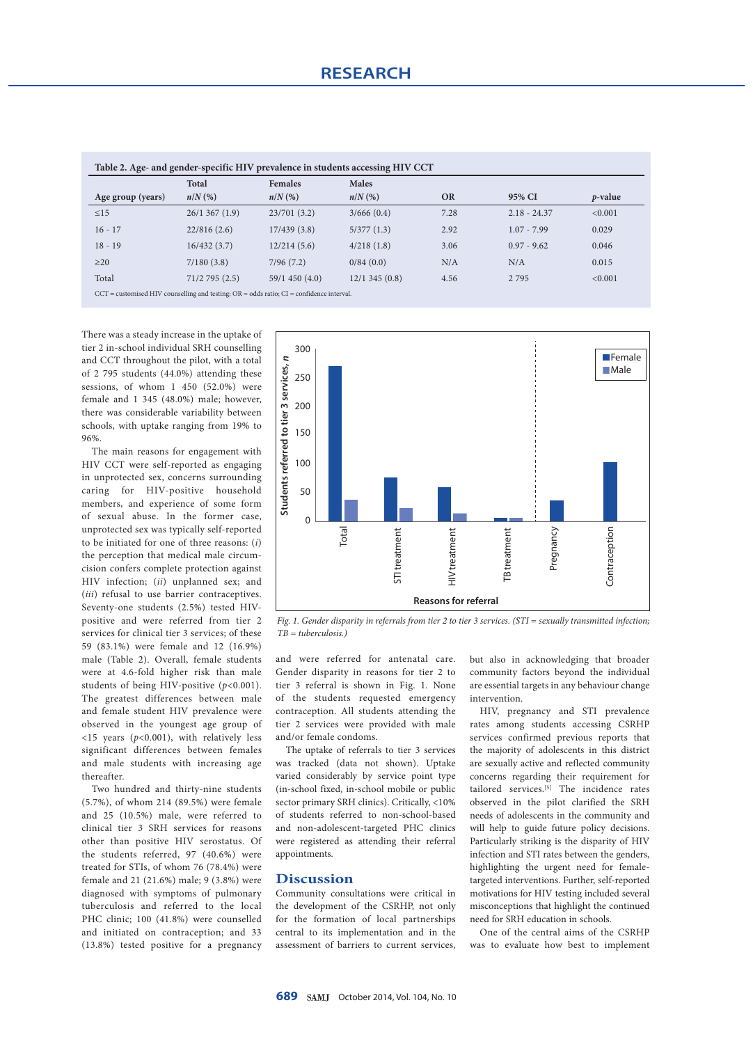**Table 2. Age- and gender-specific HIV prevalence in students accessing HIV CCT**

| Age group (years) | Total *n*/*N* (%) | Females *n*/*N* (%) | Males *n*/*N* (%) | OR | 95% CI | *p*-value |
|---|---|---|---|---|---|---|
| ≤15 | 26/1 367 (1.9) | 23/701 (3.2) | 3/666 (0.4) | 7.28 | 2.18 - 24.37 | <0.001 |
| 16 - 17 | 22/816 (2.6) | 17/439 (3.8) | 5/377 (1.3) | 2.92 | 1.07 - 7.99 | 0.029 |
| 18 - 19 | 16/432 (3.7) | 12/214 (5.6) | 4/218 (1.8) | 3.06 | 0.97 - 9.62 | 0.046 |
| ≥20 | 7/180 (3.8) | 7/96 (7.2) | 0/84 (0.0) | N/A | N/A | 0.015 |
| Total | 71/2 795 (2.5) | 59/1 450 (4.0) | 12/1 345 (0.8) | 4.56 | 2 795 | <0.001 |

CCT = customised HIV counselling and testing; OR = odds ratio; CI = confidence interval.

There was a steady increase in the uptake of tier 2 in-school individual SRH counselling and CCT throughout the pilot, with a total of 2 795 students (44.0%) attending these sessions, of whom 1 450 (52.0%) were female and 1 345 (48.0%) male; however, there was considerable variability between schools, with uptake ranging from 19% to 96%.

The main reasons for engagement with HIV CCT were self-reported as engaging in unprotected sex, concerns surrounding caring for HIV-positive household members, and experience of some form of sexual abuse. In the former case, unprotected sex was typically self-reported to be initiated for one of three reasons: (*i*) the perception that medical male circumcision confers complete protection against HIV infection; (*ii*) unplanned sex; and (*iii*) refusal to use barrier contraceptives. Seventy-one students (2.5%) tested HIV-positive and were referred from tier 2 services for clinical tier 3 services; of these 59 (83.1%) were female and 12 (16.9%) male (Table 2). Overall, female students were at 4.6-fold higher risk than male students of being HIV-positive ($p<0.001$). The greatest differences between male and female student HIV prevalence were observed in the youngest age group of <15 years ($p<0.001$), with relatively less significant differences between females and male students with increasing age thereafter.

Two hundred and thirty-nine students (5.7%), of whom 214 (89.5%) were female and 25 (10.5%) male, were referred to clinical tier 3 SRH services for reasons other than positive HIV serostatus. Of the students referred, 97 (40.6%) were treated for STIs, of whom 76 (78.4%) were female and 21 (21.6%) male; 9 (3.8%) were diagnosed with symptoms of pulmonary tuberculosis and referred to the local PHC clinic; 100 (41.8%) were counselled and initiated on contraception; and 33 (13.8%) tested positive for a pregnancy and were referred for antenatal care. Gender disparity in reasons for tier 2 to tier 3 referral is shown in Fig. 1. None of the students requested emergency contraception. All students attending the tier 2 services were provided with male and/or female condoms.

*Fig. 1. Gender disparity in referrals from tier 2 to tier 3 services. (STI = sexually transmitted infection; TB = tuberculosis.)*

The uptake of referrals to tier 3 services was tracked (data not shown). Uptake varied considerably by service point type (in-school fixed, in-school mobile or public sector primary SRH clinics). Critically, <10% of students referred to non-school-based and non-adolescent-targeted PHC clinics were registered as attending their referral appointments.

## Discussion

Community consultations were critical in the development of the CSRHP, not only for the formation of local partnerships central to its implementation and in the assessment of barriers to current services, but also in acknowledging that broader community factors beyond the individual are essential targets in any behaviour change intervention.

HIV, pregnancy and STI prevalence rates among students accessing CSRHP services confirmed previous reports that the majority of adolescents in this district are sexually active and reflected community concerns regarding their requirement for tailored services.[5] The incidence rates observed in the pilot clarified the SRH needs of adolescents in the community and will help to guide future policy decisions. Particularly striking is the disparity of HIV infection and STI rates between the genders, highlighting the urgent need for female-targeted interventions. Further, self-reported motivations for HIV testing included several misconceptions that highlight the continued need for SRH education in schools.

One of the central aims of the CSRHP was to evaluate how best to implement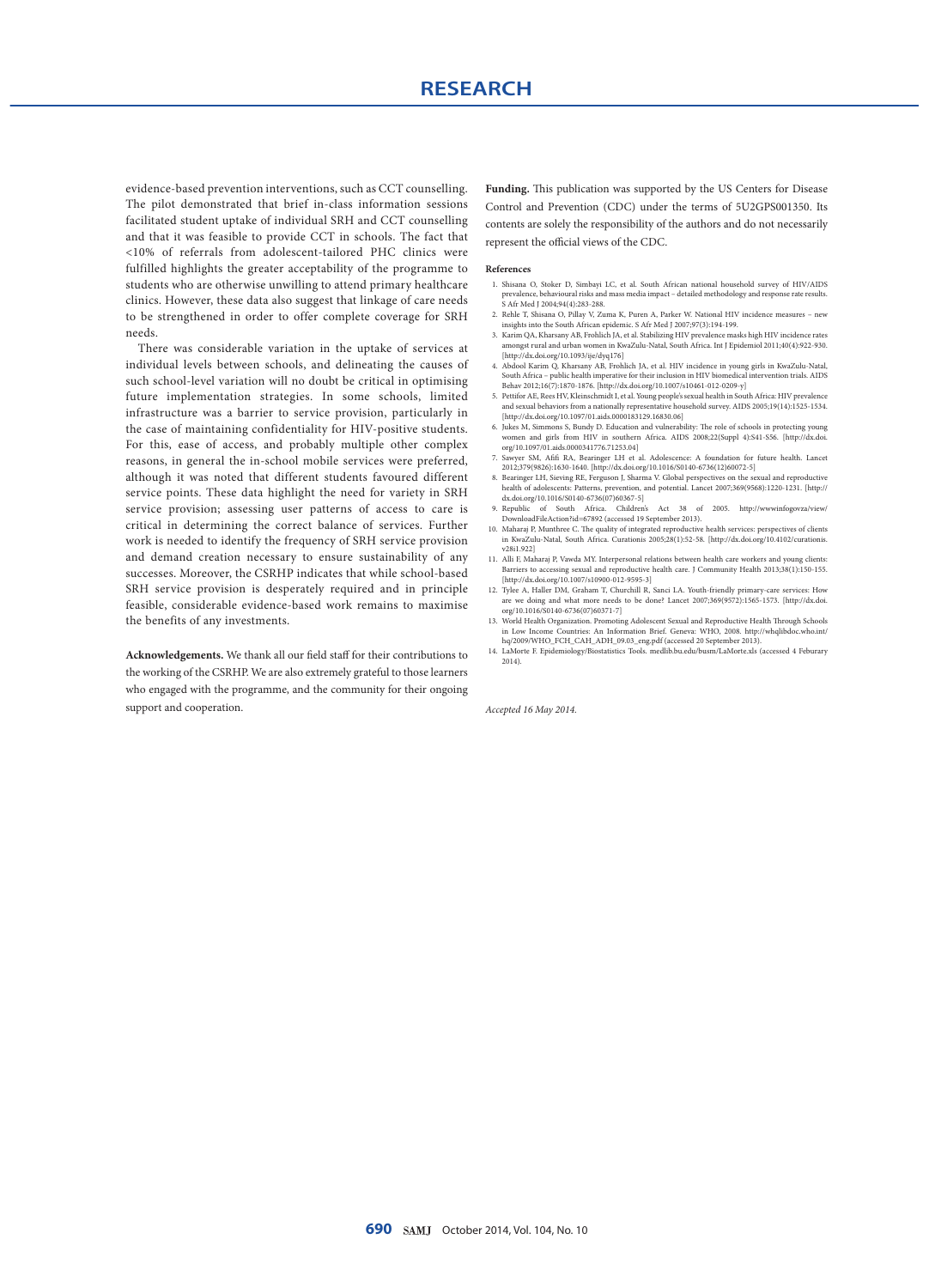evidence-based prevention interventions, such as CCT counselling. The pilot demonstrated that brief in-class information sessions facilitated student uptake of individual SRH and CCT counselling and that it was feasible to provide CCT in schools. The fact that <10% of referrals from adolescent-tailored PHC clinics were fulfilled highlights the greater acceptability of the programme to students who are otherwise unwilling to attend primary healthcare clinics. However, these data also suggest that linkage of care needs to be strengthened in order to offer complete coverage for SRH needs.

There was considerable variation in the uptake of services at individual levels between schools, and delineating the causes of such school-level variation will no doubt be critical in optimising future implementation strategies. In some schools, limited infrastructure was a barrier to service provision, particularly in the case of maintaining confidentiality for HIV-positive students. For this, ease of access, and probably multiple other complex reasons, in general the in-school mobile services were preferred, although it was noted that different students favoured different service points. These data highlight the need for variety in SRH service provision; assessing user patterns of access to care is critical in determining the correct balance of services. Further work is needed to identify the frequency of SRH service provision and demand creation necessary to ensure sustainability of any successes. Moreover, the CSRHP indicates that while school-based SRH service provision is desperately required and in principle feasible, considerable evidence-based work remains to maximise the benefits of any investments.

**Acknowledgements.** We thank all our field staff for their contributions to the working of the CSRHP. We are also extremely grateful to those learners who engaged with the programme, and the community for their ongoing support and cooperation.

**Funding.** This publication was supported by the US Centers for Disease Control and Prevention (CDC) under the terms of 5U2GPS001350. Its contents are solely the responsibility of the authors and do not necessarily represent the official views of the CDC.

**References**

1. Shisana O, Stoker D, Simbayi LC, et al. South African national household survey of HIV/AIDS prevalence, behavioural risks and mass media impact – detailed methodology and response rate results. S Afr Med J 2004;94(4):283-288.
2. Rehle T, Shisana O, Pillay V, Zuma K, Puren A, Parker W. National HIV incidence measures – new insights into the South African epidemic. S Afr Med J 2007;97(3):194-199.
3. Karim QA, Kharsany AB, Frohlich JA, et al. Stabilizing HIV prevalence masks high HIV incidence rates amongst rural and urban women in KwaZulu-Natal, South Africa. Int J Epidemiol 2011;40(4):922-930. [http://dx.doi.org/10.1093/ije/dyq176]
4. Abdool Karim Q, Kharsany AB, Frohlich JA, et al. HIV incidence in young girls in KwaZulu-Natal, South Africa – public health imperative for their inclusion in HIV biomedical intervention trials. AIDS Behav 2012;16(7):1870-1876. [http://dx.doi.org/10.1007/s10461-012-0209-y]
5. Pettifor AE, Rees HV, Kleinschmidt I, et al. Young people's sexual health in South Africa: HIV prevalence and sexual behaviors from a nationally representative household survey. AIDS 2005;19(14):1525-1534. [http://dx.doi.org/10.1097/01.aids.0000183129.16830.06]
6. Jukes M, Simmons S, Bundy D. Education and vulnerability: The role of schools in protecting young women and girls from HIV in southern Africa. AIDS 2008;22(Suppl 4):S41-S56. [http://dx.doi.org/10.1097/01.aids.0000341776.71253.04]
7. Sawyer SM, Afifi RA, Bearinger LH et al. Adolescence: A foundation for future health. Lancet 2012;379(9826):1630-1640. [http://dx.doi.org/10.1016/S0140-6736(12)60072-5]
8. Bearinger LH, Sieving RE, Ferguson J, Sharma V. Global perspectives on the sexual and reproductive health of adolescents: Patterns, prevention, and potential. Lancet 2007;369(9568):1220-1231. [http://dx.doi.org/10.1016/S0140-6736(07)60367-5]
9. Republic of South Africa. Children's Act 38 of 2005. http://wwwinfogovza/view/DownloadFileAction?id=67892 (accessed 19 September 2013).
10. Maharaj P, Munthree C. The quality of integrated reproductive health services: perspectives of clients in KwaZulu-Natal, South Africa. Curationis 2005;28(1):52-58. [http://dx.doi.org/10.4102/curationis.v28i1.922]
11. Alli F, Maharaj P, Vawda MY. Interpersonal relations between health care workers and young clients: Barriers to accessing sexual and reproductive health care. J Community Health 2013;38(1):150-155. [http://dx.doi.org/10.1007/s10900-012-9595-3]
12. Tylee A, Haller DM, Graham T, Churchill R, Sanci LA. Youth-friendly primary-care services: How are we doing and what more needs to be done? Lancet 2007;369(9572):1565-1573. [http://dx.doi.org/10.1016/S0140-6736(07)60371-7]
13. World Health Organization. Promoting Adolescent Sexual and Reproductive Health Through Schools in Low Income Countries: An Information Brief. Geneva: WHO, 2008. http://whqlibdoc.who.int/hq/2009/WHO_FCH_CAH_ADH_09.03_eng.pdf (accessed 20 September 2013).
14. LaMorte F. Epidemiology/Biostatistics Tools. medlib.bu.edu/busm/LaMorte.xls (accessed 4 Feburary 2014).

*Accepted 16 May 2014.*